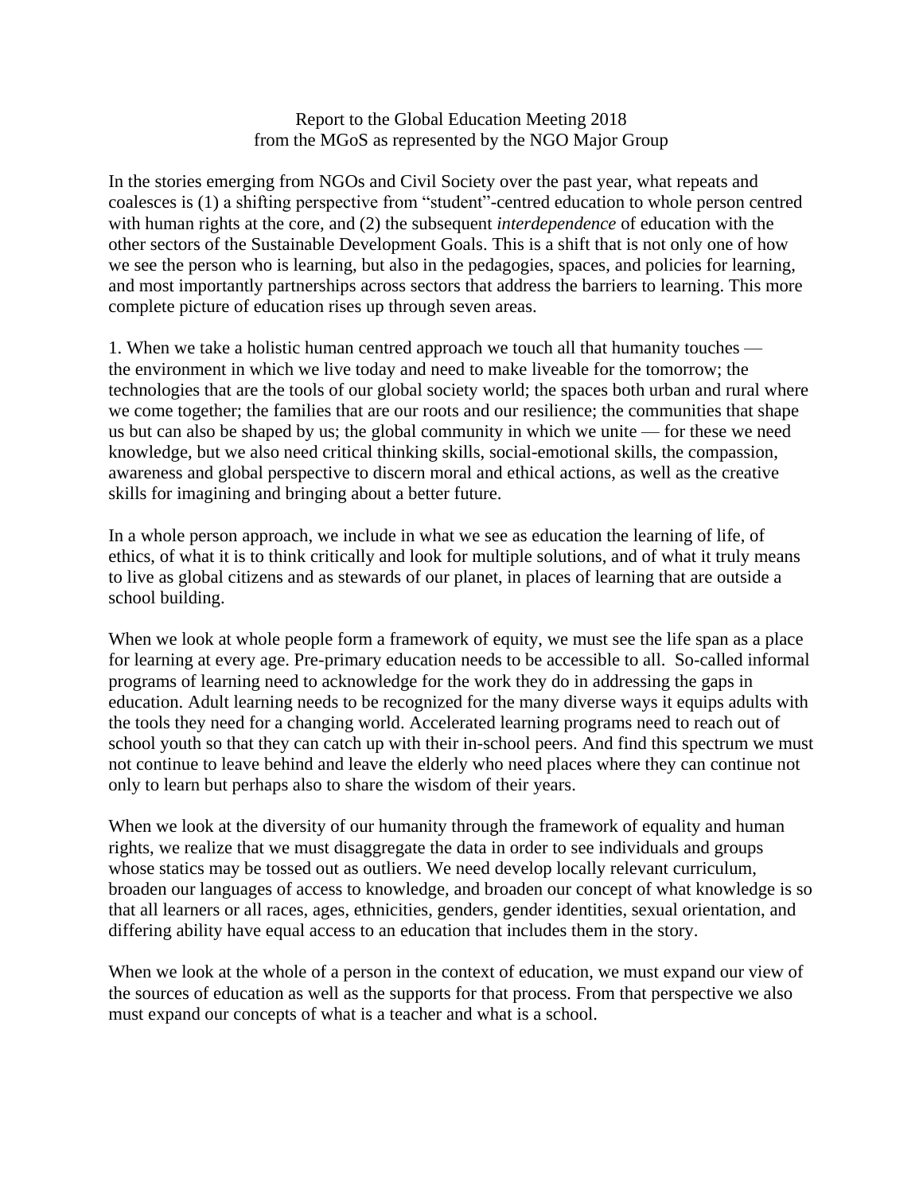Report to the Global Education Meeting 2018
from the MGoS as represented by the NGO Major Group

In the stories emerging from NGOs and Civil Society over the past year, what repeats and coalesces is (1) a shifting perspective from "student"-centred education to whole person centred with human rights at the core, and (2) the subsequent *interdependence* of education with the other sectors of the Sustainable Development Goals. This is a shift that is not only one of how we see the person who is learning, but also in the pedagogies, spaces, and policies for learning, and most importantly partnerships across sectors that address the barriers to learning. This more complete picture of education rises up through seven areas.

1. When we take a holistic human centred approach we touch all that humanity touches — the environment in which we live today and need to make liveable for the tomorrow; the technologies that are the tools of our global society world; the spaces both urban and rural where we come together; the families that are our roots and our resilience; the communities that shape us but can also be shaped by us; the global community in which we unite — for these we need knowledge, but we also need critical thinking skills, social-emotional skills, the compassion, awareness and global perspective to discern moral and ethical actions, as well as the creative skills for imagining and bringing about a better future.

In a whole person approach, we include in what we see as education the learning of life, of ethics, of what it is to think critically and look for multiple solutions, and of what it truly means to live as global citizens and as stewards of our planet, in places of learning that are outside a school building.

When we look at whole people form a framework of equity, we must see the life span as a place for learning at every age. Pre-primary education needs to be accessible to all. So-called informal programs of learning need to acknowledge for the work they do in addressing the gaps in education. Adult learning needs to be recognized for the many diverse ways it equips adults with the tools they need for a changing world. Accelerated learning programs need to reach out of school youth so that they can catch up with their in-school peers. And find this spectrum we must not continue to leave behind and leave the elderly who need places where they can continue not only to learn but perhaps also to share the wisdom of their years.

When we look at the diversity of our humanity through the framework of equality and human rights, we realize that we must disaggregate the data in order to see individuals and groups whose statics may be tossed out as outliers. We need develop locally relevant curriculum, broaden our languages of access to knowledge, and broaden our concept of what knowledge is so that all learners or all races, ages, ethnicities, genders, gender identities, sexual orientation, and differing ability have equal access to an education that includes them in the story.

When we look at the whole of a person in the context of education, we must expand our view of the sources of education as well as the supports for that process. From that perspective we also must expand our concepts of what is a teacher and what is a school.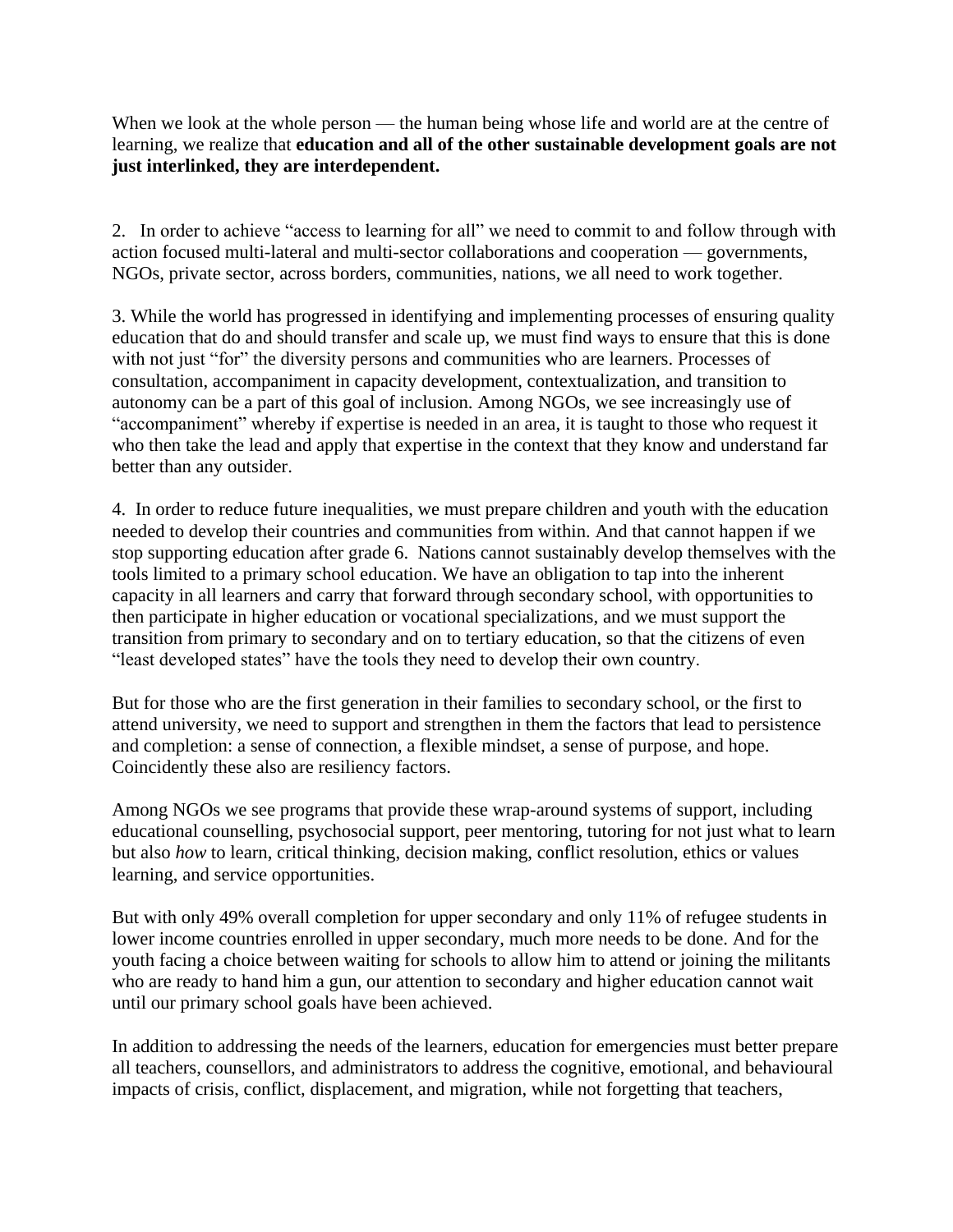When we look at the whole person — the human being whose life and world are at the centre of learning, we realize that **education and all of the other sustainable development goals are not just interlinked, they are interdependent.**

2. In order to achieve "access to learning for all" we need to commit to and follow through with action focused multi-lateral and multi-sector collaborations and cooperation — governments, NGOs, private sector, across borders, communities, nations, we all need to work together.

3. While the world has progressed in identifying and implementing processes of ensuring quality education that do and should transfer and scale up, we must find ways to ensure that this is done with not just "for" the diversity persons and communities who are learners. Processes of consultation, accompaniment in capacity development, contextualization, and transition to autonomy can be a part of this goal of inclusion. Among NGOs, we see increasingly use of "accompaniment" whereby if expertise is needed in an area, it is taught to those who request it who then take the lead and apply that expertise in the context that they know and understand far better than any outsider.

4. In order to reduce future inequalities, we must prepare children and youth with the education needed to develop their countries and communities from within. And that cannot happen if we stop supporting education after grade 6. Nations cannot sustainably develop themselves with the tools limited to a primary school education. We have an obligation to tap into the inherent capacity in all learners and carry that forward through secondary school, with opportunities to then participate in higher education or vocational specializations, and we must support the transition from primary to secondary and on to tertiary education, so that the citizens of even "least developed states" have the tools they need to develop their own country.

But for those who are the first generation in their families to secondary school, or the first to attend university, we need to support and strengthen in them the factors that lead to persistence and completion: a sense of connection, a flexible mindset, a sense of purpose, and hope. Coincidently these also are resiliency factors.

Among NGOs we see programs that provide these wrap-around systems of support, including educational counselling, psychosocial support, peer mentoring, tutoring for not just what to learn but also *how* to learn, critical thinking, decision making, conflict resolution, ethics or values learning, and service opportunities.

But with only 49% overall completion for upper secondary and only 11% of refugee students in lower income countries enrolled in upper secondary, much more needs to be done. And for the youth facing a choice between waiting for schools to allow him to attend or joining the militants who are ready to hand him a gun, our attention to secondary and higher education cannot wait until our primary school goals have been achieved.

In addition to addressing the needs of the learners, education for emergencies must better prepare all teachers, counsellors, and administrators to address the cognitive, emotional, and behavioural impacts of crisis, conflict, displacement, and migration, while not forgetting that teachers,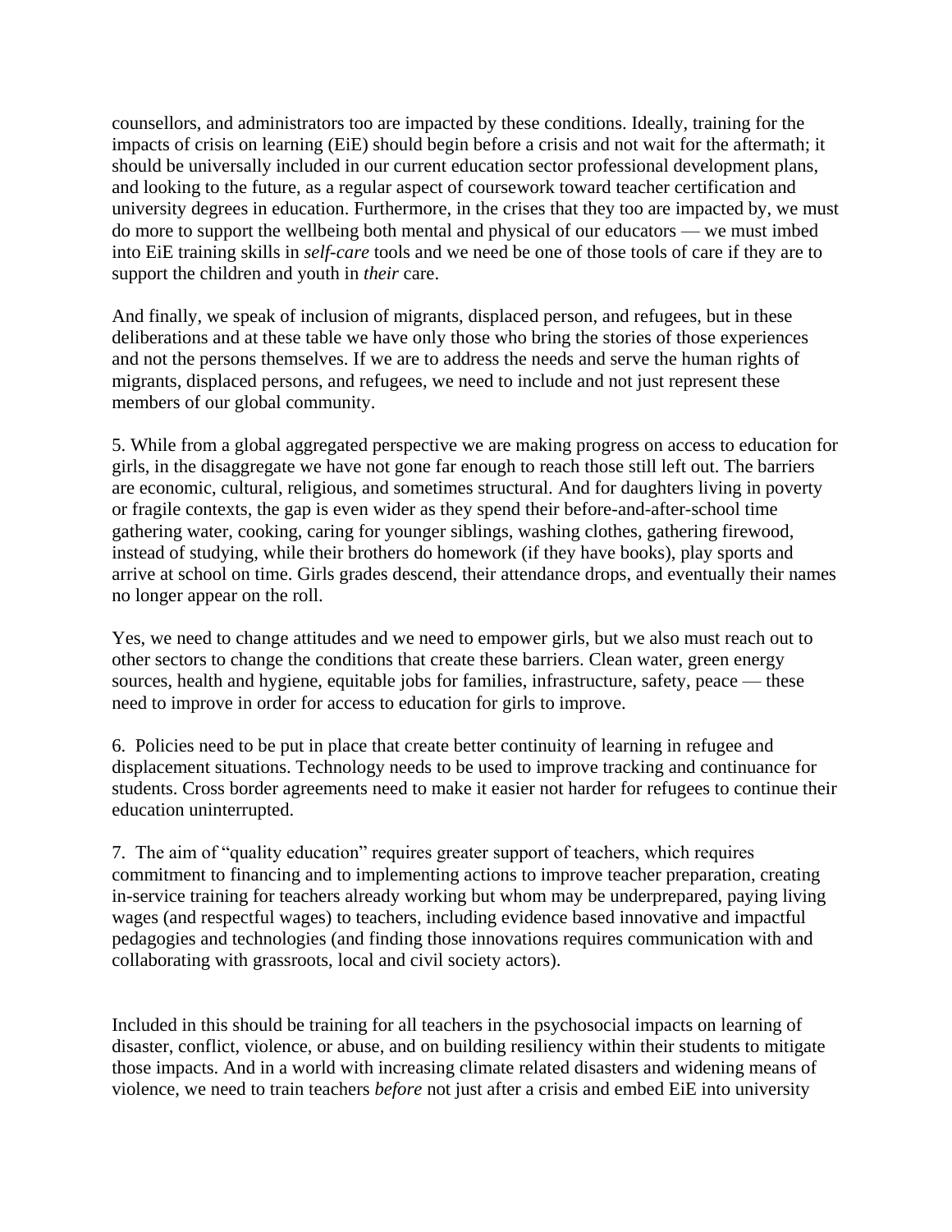counsellors, and administrators too are impacted by these conditions. Ideally, training for the impacts of crisis on learning (EiE) should begin before a crisis and not wait for the aftermath; it should be universally included in our current education sector professional development plans, and looking to the future, as a regular aspect of coursework toward teacher certification and university degrees in education. Furthermore, in the crises that they too are impacted by, we must do more to support the wellbeing both mental and physical of our educators — we must imbed into EiE training skills in *self-care* tools and we need be one of those tools of care if they are to support the children and youth in *their* care.

And finally, we speak of inclusion of migrants, displaced person, and refugees, but in these deliberations and at these table we have only those who bring the stories of those experiences and not the persons themselves. If we are to address the needs and serve the human rights of migrants, displaced persons, and refugees, we need to include and not just represent these members of our global community.

5. While from a global aggregated perspective we are making progress on access to education for girls, in the disaggregate we have not gone far enough to reach those still left out. The barriers are economic, cultural, religious, and sometimes structural. And for daughters living in poverty or fragile contexts, the gap is even wider as they spend their before-and-after-school time gathering water, cooking, caring for younger siblings, washing clothes, gathering firewood, instead of studying, while their brothers do homework (if they have books), play sports and arrive at school on time. Girls grades descend, their attendance drops, and eventually their names no longer appear on the roll.

Yes, we need to change attitudes and we need to empower girls, but we also must reach out to other sectors to change the conditions that create these barriers. Clean water, green energy sources, health and hygiene, equitable jobs for families, infrastructure, safety, peace — these need to improve in order for access to education for girls to improve.

6. Policies need to be put in place that create better continuity of learning in refugee and displacement situations. Technology needs to be used to improve tracking and continuance for students. Cross border agreements need to make it easier not harder for refugees to continue their education uninterrupted.

7. The aim of "quality education" requires greater support of teachers, which requires commitment to financing and to implementing actions to improve teacher preparation, creating in-service training for teachers already working but whom may be underprepared, paying living wages (and respectful wages) to teachers, including evidence based innovative and impactful pedagogies and technologies (and finding those innovations requires communication with and collaborating with grassroots, local and civil society actors).

Included in this should be training for all teachers in the psychosocial impacts on learning of disaster, conflict, violence, or abuse, and on building resiliency within their students to mitigate those impacts. And in a world with increasing climate related disasters and widening means of violence, we need to train teachers *before* not just after a crisis and embed EiE into university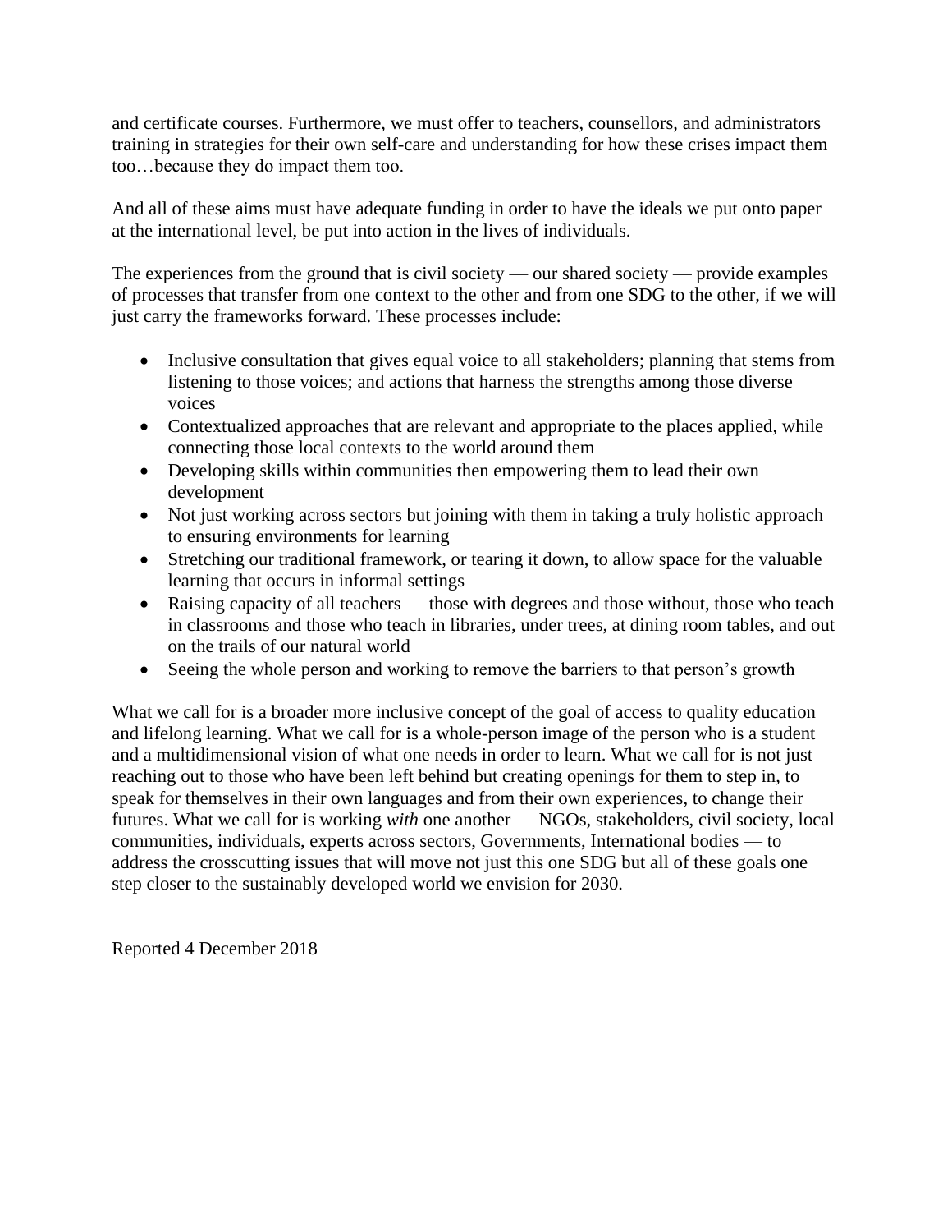and certificate courses. Furthermore, we must offer to teachers, counsellors, and administrators training in strategies for their own self-care and understanding for how these crises impact them too…because they do impact them too.

And all of these aims must have adequate funding in order to have the ideals we put onto paper at the international level, be put into action in the lives of individuals.

The experiences from the ground that is civil society — our shared society — provide examples of processes that transfer from one context to the other and from one SDG to the other, if we will just carry the frameworks forward. These processes include:

- Inclusive consultation that gives equal voice to all stakeholders; planning that stems from listening to those voices; and actions that harness the strengths among those diverse voices
- Contextualized approaches that are relevant and appropriate to the places applied, while connecting those local contexts to the world around them
- Developing skills within communities then empowering them to lead their own development
- Not just working across sectors but joining with them in taking a truly holistic approach to ensuring environments for learning
- Stretching our traditional framework, or tearing it down, to allow space for the valuable learning that occurs in informal settings
- Raising capacity of all teachers — those with degrees and those without, those who teach in classrooms and those who teach in libraries, under trees, at dining room tables, and out on the trails of our natural world
- Seeing the whole person and working to remove the barriers to that person's growth

What we call for is a broader more inclusive concept of the goal of access to quality education and lifelong learning. What we call for is a whole-person image of the person who is a student and a multidimensional vision of what one needs in order to learn. What we call for is not just reaching out to those who have been left behind but creating openings for them to step in, to speak for themselves in their own languages and from their own experiences, to change their futures. What we call for is working *with* one another — NGOs, stakeholders, civil society, local communities, individuals, experts across sectors, Governments, International bodies — to address the crosscutting issues that will move not just this one SDG but all of these goals one step closer to the sustainably developed world we envision for 2030.

Reported 4 December 2018